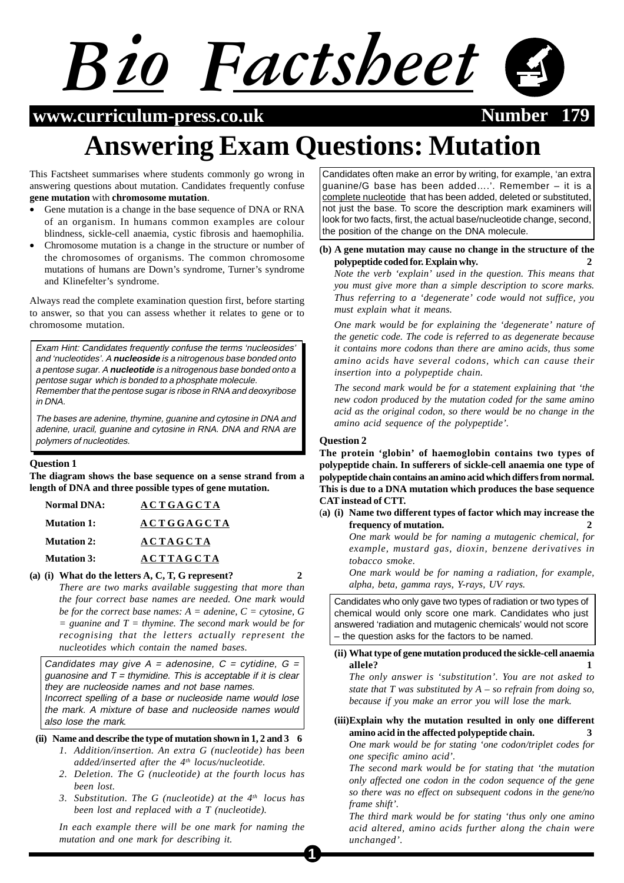# Bio Factsheet

**www.curriculum-press.co.uk** **Number 179**

# Answering Exam Questions: Mutation

This Factsheet summarises where students commonly go wrong in answering questions about mutation. Candidates frequently confuse **gene mutation** with **chromosome mutation**.

- Gene mutation is a change in the base sequence of DNA or RNA of an organism. In humans common examples are colour blindness, sickle-cell anaemia, cystic fibrosis and haemophilia.
- Chromosome mutation is a change in the structure or number of the chromosomes of organisms. The common chromosome mutations of humans are Down's syndrome, Turner's syndrome and Klinefelter's syndrome.

Always read the complete examination question first, before starting to answer, so that you can assess whether it relates to gene or to chromosome mutation.

*Exam Hint: Candidates frequently confuse the terms 'nucleosides' and 'nucleotides'. A **nucleoside** is a nitrogenous base bonded onto a pentose sugar. A **nucleotide** is a nitrogenous base bonded onto a pentose sugar which is bonded to a phosphate molecule. Remember that the pentose sugar is ribose in RNA and deoxyribose in DNA.*

*The bases are adenine, thymine, guanine and cytosine in DNA and adenine, uracil, guanine and cytosine in RNA. DNA and RNA are polymers of nucleotides.*

### Question 1

**The diagram shows the base sequence on a sense strand from a length of DNA and three possible types of gene mutation.**

| | |
|---|---|
| **Normal DNA:** | **A C T G A G C T A** |
| **Mutation 1:** | **A C T G G A G C T A** |
| **Mutation 2:** | **A C T A G C T A** |
| **Mutation 3:** | **A C T T A G C T A** |

**(a) (i) What do the letters A, C, T, G represent? 2**

*There are two marks available suggesting that more than the four correct base names are needed. One mark would be for the correct base names: A = adenine, C = cytosine, G = guanine and T = thymine. The second mark would be for recognising that the letters actually represent the nucleotides which contain the named bases.*

*Candidates may give A = adenosine, C = cytidine, G = guanosine and T = thymidine. This is acceptable if it is clear they are nucleoside names and not base names. Incorrect spelling of a base or nucleoside name would lose the mark. A mixture of base and nucleoside names would also lose the mark.*

**(ii) Name and describe the type of mutation shown in 1, 2 and 3 6**

1. *Addition/insertion. An extra G (nucleotide) has been added/inserted after the 4th locus/nucleotide.*
2. *Deletion. The G (nucleotide) at the fourth locus has been lost.*
3. *Substitution. The G (nucleotide) at the 4th locus has been lost and replaced with a T (nucleotide).*

*In each example there will be one mark for naming the mutation and one mark for describing it.*

Candidates often make an error by writing, for example, 'an extra guanine/G base has been added....'. Remember – it is a complete nucleotide that has been added, deleted or substituted, not just the base. To score the description mark examiners will look for two facts, first, the actual base/nucleotide change, second, the position of the change on the DNA molecule.

**(b) A gene mutation may cause no change in the structure of the polypeptide coded for. Explain why. 2**

*Note the verb 'explain' used in the question. This means that you must give more than a simple description to score marks. Thus referring to a 'degenerate' code would not suffice, you must explain what it means.*

*One mark would be for explaining the 'degenerate' nature of the genetic code. The code is referred to as degenerate because it contains more codons than there are amino acids, thus some amino acids have several codons, which can cause their insertion into a polypeptide chain.*

*The second mark would be for a statement explaining that 'the new codon produced by the mutation coded for the same amino acid as the original codon, so there would be no change in the amino acid sequence of the polypeptide'.*

### Question 2

**The protein 'globin' of haemoglobin contains two types of polypeptide chain. In sufferers of sickle-cell anaemia one type of polypeptide chain contains an amino acid which differs from normal. This is due to a DNA mutation which produces the base sequence CAT instead of CTT.**

**(a) (i) Name two different types of factor which may increase the frequency of mutation. 2**

*One mark would be for naming a mutagenic chemical, for example, mustard gas, dioxin, benzene derivatives in tobacco smoke.*

*One mark would be for naming a radiation, for example, alpha, beta, gamma rays, Y-rays, UV rays.*

Candidates who only gave two types of radiation or two types of chemical would only score one mark. Candidates who just answered 'radiation and mutagenic chemicals' would not score – the question asks for the factors to be named.

**(ii) What type of gene mutation produced the sickle-cell anaemia allele? 1**

*The only answer is 'substitution'. You are not asked to state that T was substituted by A – so refrain from doing so, because if you make an error you will lose the mark.*

**(iii) Explain why the mutation resulted in only one different amino acid in the affected polypeptide chain. 3**

*One mark would be for stating 'one codon/triplet codes for one specific amino acid'.*

*The second mark would be for stating that 'the mutation only affected one codon in the codon sequence of the gene so there was no effect on subsequent codons in the gene/no frame shift'.*

*The third mark would be for stating 'thus only one amino acid altered, amino acids further along the chain were unchanged'.*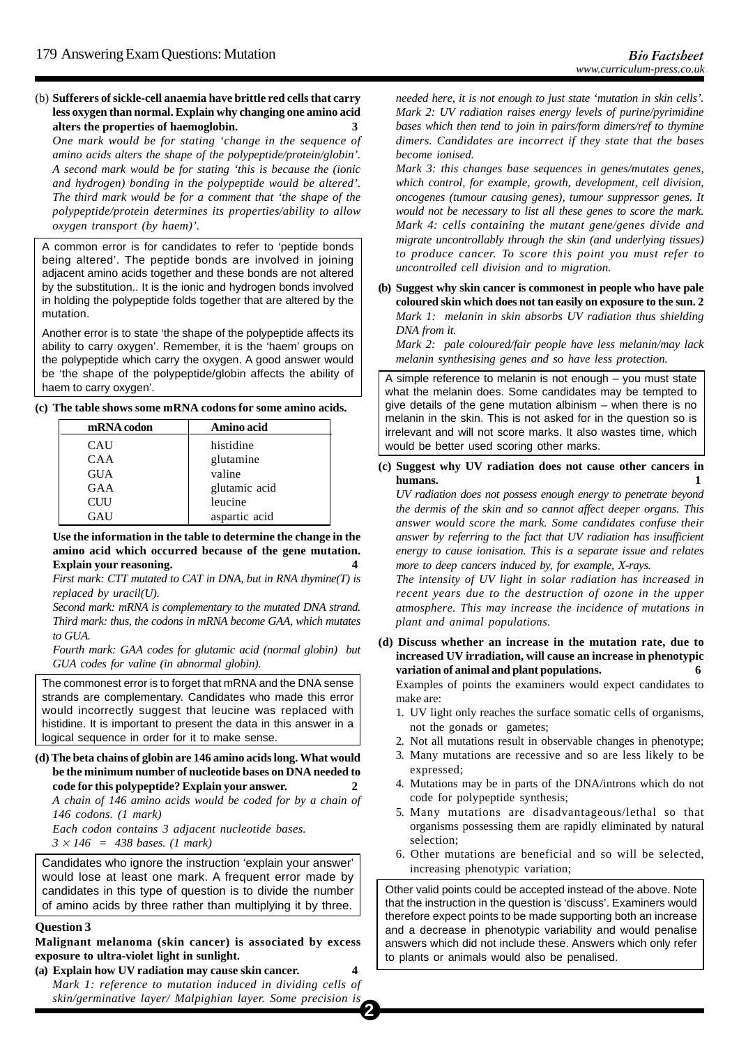(b) **Sufferers of sickle-cell anaemia have brittle red cells that carry less oxygen than normal. Explain why changing one amino acid alters the properties of haemoglobin. 3**

*One mark would be for stating 'change in the sequence of amino acids alters the shape of the polypeptide/protein/globin'. A second mark would be for stating 'this is because the (ionic and hydrogen) bonding in the polypeptide would be altered'. The third mark would be for a comment that 'the shape of the polypeptide/protein determines its properties/ability to allow oxygen transport (by haem)'.*

A common error is for candidates to refer to 'peptide bonds being altered'. The peptide bonds are involved in joining adjacent amino acids together and these bonds are not altered by the substitution.. It is the ionic and hydrogen bonds involved in holding the polypeptide folds together that are altered by the mutation.

Another error is to state 'the shape of the polypeptide affects its ability to carry oxygen'. Remember, it is the 'haem' groups on the polypeptide which carry the oxygen. A good answer would be 'the shape of the polypeptide/globin affects the ability of haem to carry oxygen'.

**(c) The table shows some mRNA codons for some amino acids.**

| mRNA codon | Amino acid |
|---|---|
| CAU | histidine |
| CAA | glutamine |
| GUA | valine |
| GAA | glutamic acid |
| CUU | leucine |
| GAU | aspartic acid |

**Use the information in the table to determine the change in the amino acid which occurred because of the gene mutation. Explain your reasoning. 4**

*First mark: CTT mutated to CAT in DNA, but in RNA thymine(T) is replaced by uracil(U).*

*Second mark: mRNA is complementary to the mutated DNA strand.*

*Third mark: thus, the codons in mRNA become GAA, which mutates to GUA.*

*Fourth mark: GAA codes for glutamic acid (normal globin) but GUA codes for valine (in abnormal globin).*

The commonest error is to forget that mRNA and the DNA sense strands are complementary. Candidates who made this error would incorrectly suggest that leucine was replaced with histidine. It is important to present the data in this answer in a logical sequence in order for it to make sense.

**(d) The beta chains of globin are 146 amino acids long. What would be the minimum number of nucleotide bases on DNA needed to code for this polypeptide? Explain your answer. 2**

*A chain of 146 amino acids would be coded for by a chain of 146 codons. (1 mark)*

*Each codon contains 3 adjacent nucleotide bases.*

*$3 \times 146 = 438$ bases. (1 mark)*

Candidates who ignore the instruction 'explain your answer' would lose at least one mark. A frequent error made by candidates in this type of question is to divide the number of amino acids by three rather than multiplying it by three.

## Question 3

**Malignant melanoma (skin cancer) is associated by excess exposure to ultra-violet light in sunlight.**

**(a) Explain how UV radiation may cause skin cancer. 4**

*Mark 1: reference to mutation induced in dividing cells of skin/germinative layer/ Malpighian layer. Some precision is needed here, it is not enough to just state 'mutation in skin cells'.*

*Mark 2: UV radiation raises energy levels of purine/pyrimidine bases which then tend to join in pairs/form dimers/ref to thymine dimers. Candidates are incorrect if they state that the bases become ionised.*

*Mark 3: this changes base sequences in genes/mutates genes, which control, for example, growth, development, cell division, oncogenes (tumour causing genes), tumour suppressor genes. It would not be necessary to list all these genes to score the mark.*

*Mark 4: cells containing the mutant gene/genes divide and migrate uncontrollably through the skin (and underlying tissues) to produce cancer. To score this point you must refer to uncontrolled cell division and to migration.*

**(b) Suggest why skin cancer is commonest in people who have pale coloured skin which does not tan easily on exposure to the sun. 2**

*Mark 1: melanin in skin absorbs UV radiation thus shielding DNA from it.*

*Mark 2: pale coloured/fair people have less melanin/may lack melanin synthesising genes and so have less protection.*

A simple reference to melanin is not enough – you must state what the melanin does. Some candidates may be tempted to give details of the gene mutation albinism – when there is no melanin in the skin. This is not asked for in the question so is irrelevant and will not score marks. It also wastes time, which would be better used scoring other marks.

**(c) Suggest why UV radiation does not cause other cancers in humans. 1**

*UV radiation does not possess enough energy to penetrate beyond the dermis of the skin and so cannot affect deeper organs. This answer would score the mark. Some candidates confuse their answer by referring to the fact that UV radiation has insufficient energy to cause ionisation. This is a separate issue and relates more to deep cancers induced by, for example, X-rays.*

*The intensity of UV light in solar radiation has increased in recent years due to the destruction of ozone in the upper atmosphere. This may increase the incidence of mutations in plant and animal populations.*

**(d) Discuss whether an increase in the mutation rate, due to increased UV irradiation, will cause an increase in phenotypic variation of animal and plant populations. 6**

Examples of points the examiners would expect candidates to make are:

1. UV light only reaches the surface somatic cells of organisms, not the gonads or gametes;
2. Not all mutations result in observable changes in phenotype;
3. Many mutations are recessive and so are less likely to be expressed;
4. Mutations may be in parts of the DNA/introns which do not code for polypeptide synthesis;
5. Many mutations are disadvantageous/lethal so that organisms possessing them are rapidly eliminated by natural selection;
6. Other mutations are beneficial and so will be selected, increasing phenotypic variation;

Other valid points could be accepted instead of the above. Note that the instruction in the question is 'discuss'. Examiners would therefore expect points to be made supporting both an increase and a decrease in phenotypic variability and would penalise answers which did not include these. Answers which only refer to plants or animals would also be penalised.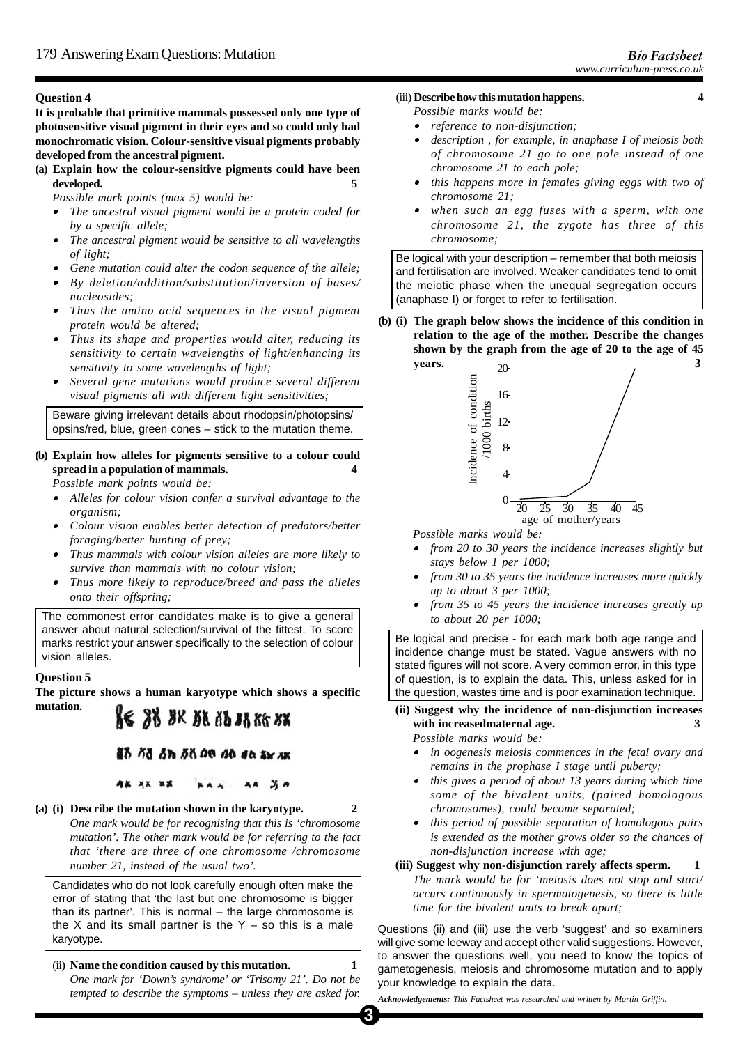## Question 4

**It is probable that primitive mammals possessed only one type of photosensitive visual pigment in their eyes and so could only had monochromatic vision. Colour-sensitive visual pigments probably developed from the ancestral pigment.**

**(a) Explain how the colour-sensitive pigments could have been developed. 5**

*Possible mark points (max 5) would be:*

- *The ancestral visual pigment would be a protein coded for by a specific allele;*
- *The ancestral pigment would be sensitive to all wavelengths of light;*
- *Gene mutation could alter the codon sequence of the allele;*
- *By deletion/addition/substitution/inversion of bases/ nucleosides;*
- *Thus the amino acid sequences in the visual pigment protein would be altered;*
- *Thus its shape and properties would alter, reducing its sensitivity to certain wavelengths of light/enhancing its sensitivity to some wavelengths of light;*
- *Several gene mutations would produce several different visual pigments all with different light sensitivities;*

Beware giving irrelevant details about rhodopsin/photopsins/ opsins/red, blue, green cones – stick to the mutation theme.

**(b) Explain how alleles for pigments sensitive to a colour could spread in a population of mammals. 4**

*Possible mark points would be:*

- *Alleles for colour vision confer a survival advantage to the organism;*
- *Colour vision enables better detection of predators/better foraging/better hunting of prey;*
- *Thus mammals with colour vision alleles are more likely to survive than mammals with no colour vision;*
- *Thus more likely to reproduce/breed and pass the alleles onto their offspring;*

The commonest error candidates make is to give a general answer about natural selection/survival of the fittest. To score marks restrict your answer specifically to the selection of colour vision alleles.

## Question 5

**The picture shows a human karyotype which shows a specific mutation.**

**(a) (i) Describe the mutation shown in the karyotype. 2**

*One mark would be for recognising that this is 'chromosome mutation'. The other mark would be for referring to the fact that 'there are three of one chromosome /chromosome number 21, instead of the usual two'.*

Candidates who do not look carefully enough often make the error of stating that 'the last but one chromosome is bigger than its partner'. This is normal – the large chromosome is the X and its small partner is the Y – so this is a male karyotype.

(ii) **Name the condition caused by this mutation. 1**

*One mark for 'Down's syndrome' or 'Trisomy 21'. Do not be tempted to describe the symptoms – unless they are asked for.*

(iii) **Describe how this mutation happens. 4**

*Possible marks would be:*

- *reference to non-disjunction;*
- *description , for example, in anaphase I of meiosis both of chromosome 21 go to one pole instead of one chromosome 21 to each pole;*
- *this happens more in females giving eggs with two of chromosome 21;*
- *when such an egg fuses with a sperm, with one chromosome 21, the zygote has three of this chromosome;*

Be logical with your description – remember that both meiosis and fertilisation are involved. Weaker candidates tend to omit the meiotic phase when the unequal segregation occurs (anaphase I) or forget to refer to fertilisation.

**(b) (i) The graph below shows the incidence of this condition in relation to the age of the mother. Describe the changes shown by the graph from the age of 20 to the age of 45 years. 3**

Incidence of condition /1000 births

0
4
8
12
16
20

20 25 30 35 40 45

age of mother/years

*Possible marks would be:*

- *from 20 to 30 years the incidence increases slightly but stays below 1 per 1000;*
- *from 30 to 35 years the incidence increases more quickly up to about 3 per 1000;*
- *from 35 to 45 years the incidence increases greatly up to about 20 per 1000;*

Be logical and precise - for each mark both age range and incidence change must be stated. Vague answers with no stated figures will not score. A very common error, in this type of question, is to explain the data. This, unless asked for in the question, wastes time and is poor examination technique.

**(ii) Suggest why the incidence of non-disjunction increases with increasedmaternal age. 3**

*Possible marks would be:*

- *in oogenesis meiosis commences in the fetal ovary and remains in the prophase I stage until puberty;*
- *this gives a period of about 13 years during which time some of the bivalent units, (paired homologous chromosomes), could become separated;*
- *this period of possible separation of homologous pairs is extended as the mother grows older so the chances of non-disjunction increase with age;*

**(iii) Suggest why non-disjunction rarely affects sperm. 1**

*The mark would be for 'meiosis does not stop and start/ occurs continuously in spermatogenesis, so there is little time for the bivalent units to break apart;*

Questions (ii) and (iii) use the verb 'suggest' and so examiners will give some leeway and accept other valid suggestions. However, to answer the questions well, you need to know the topics of gametogenesis, meiosis and chromosome mutation and to apply your knowledge to explain the data.

***Acknowledgements:** This Factsheet was researched and written by Martin Griffin.*